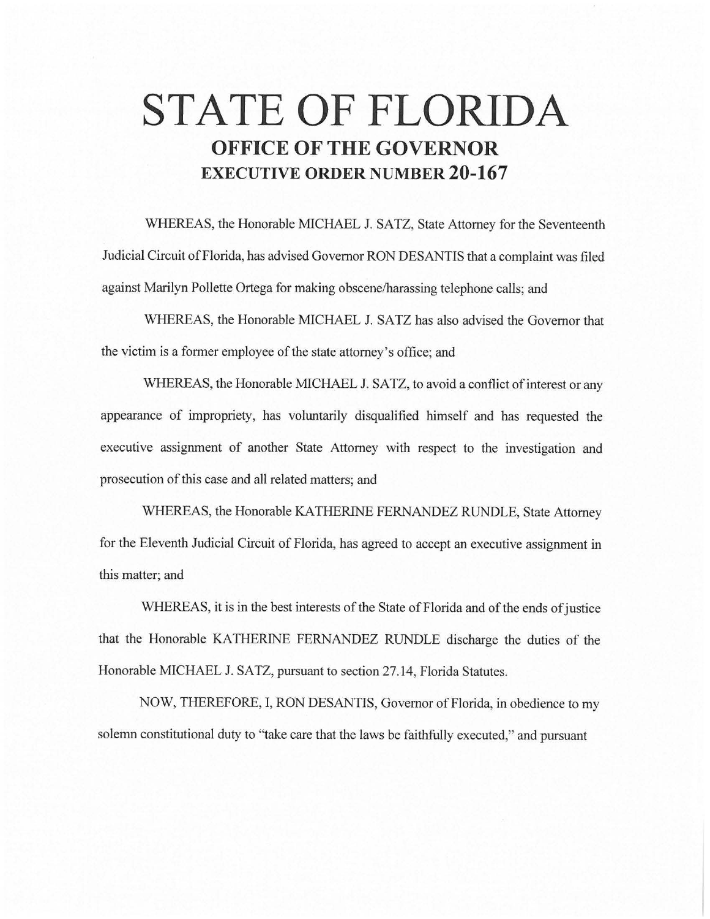# STATE OF FLORIDA

## OFFICE OF THE GOVERNOR

## EXECUTIVE ORDER NUMBER 20-167

WHEREAS, the Honorable MICHAEL J. SATZ, State Attorney for the Seventeenth Judicial Circuit of Florida, has advised Governor RON DESANTIS that a complaint was filed against Marilyn Pollette Ortega for making obscene/harassing telephone calls; and

WHEREAS, the Honorable MICHAEL J. SATZ has also advised the Governor that the victim is a former employee of the state attorney's office; and

WHEREAS, the Honorable MICHAEL J. SATZ, to avoid a conflict of interest or any appearance of impropriety, has voluntarily disqualified himself and has requested the executive assignment of another State Attorney with respect to the investigation and prosecution of this case and all related matters; and

WHEREAS, the Honorable KATHERINE FERNANDEZ RUNDLE, State Attorney for the Eleventh Judicial Circuit of Florida, has agreed to accept an executive assignment in this matter; and

WHEREAS, it is in the best interests of the State of Florida and of the ends of justice that the Honorable KATHERINE FERNANDEZ RUNDLE discharge the duties of the Honorable MICHAEL J. SATZ, pursuant to section 27.14, Florida Statutes.

NOW, THEREFORE, I, RON DESANTIS, Governor of Florida, in obedience to my solemn constitutional duty to "take care that the laws be faithfully executed," and pursuant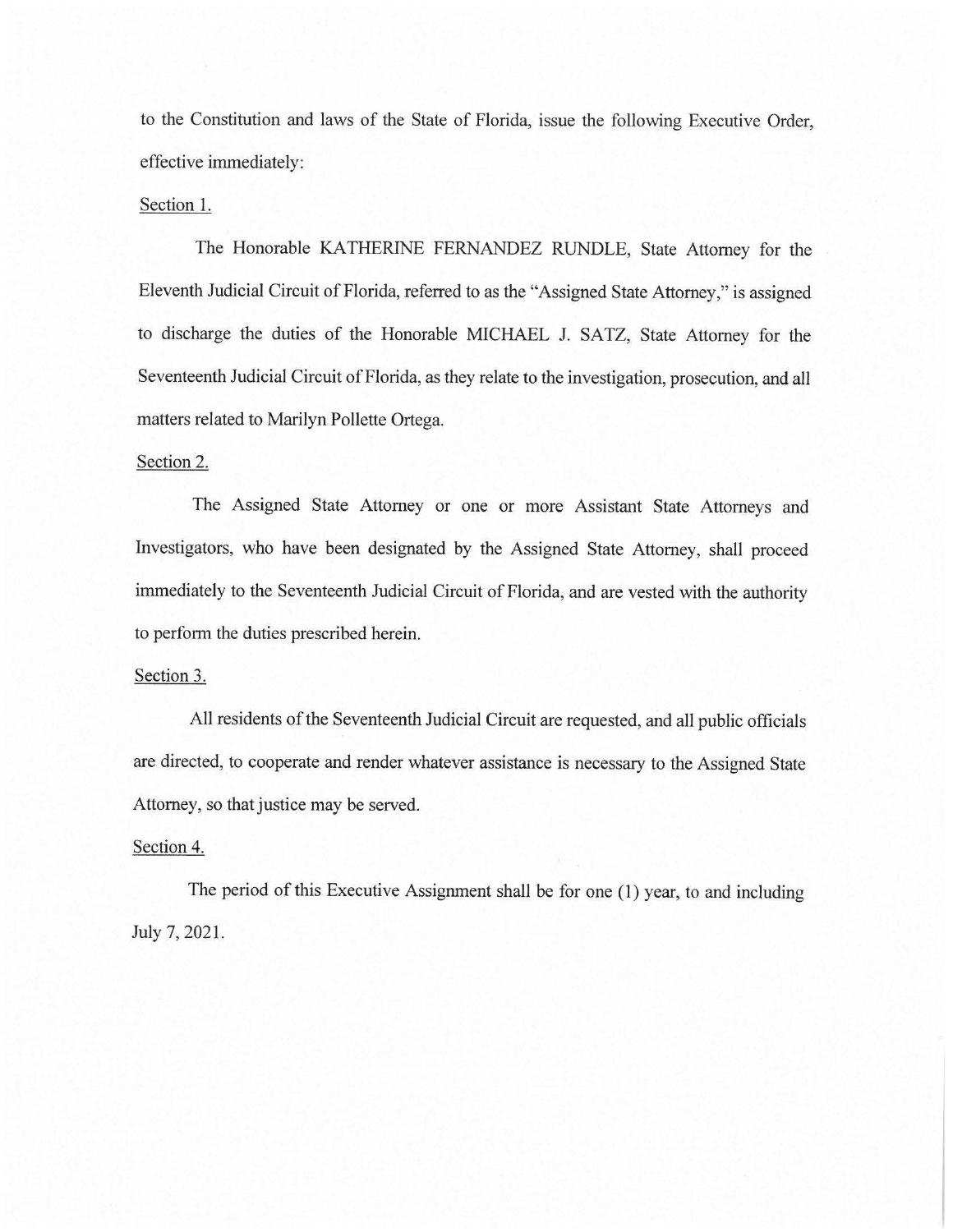to the Constitution and laws of the State of Florida, issue the following Executive Order, effective immediately:

Section 1.

The Honorable KATHERINE FERNANDEZ RUNDLE, State Attorney for the Eleventh Judicial Circuit of Florida, referred to as the "Assigned State Attorney," is assigned to discharge the duties of the Honorable MICHAEL J. SATZ, State Attorney for the Seventeenth Judicial Circuit of Florida, as they relate to the investigation, prosecution, and all matters related to Marilyn Pollette Ortega.

Section 2.

The Assigned State Attorney or one or more Assistant State Attorneys and Investigators, who have been designated by the Assigned State Attorney, shall proceed immediately to the Seventeenth Judicial Circuit of Florida, and are vested with the authority to perform the duties prescribed herein.

Section 3.

All residents of the Seventeenth Judicial Circuit are requested, and all public officials are directed, to cooperate and render whatever assistance is necessary to the Assigned State Attorney, so that justice may be served.

Section 4.

The period of this Executive Assignment shall be for one (1) year, to and including July 7, 2021.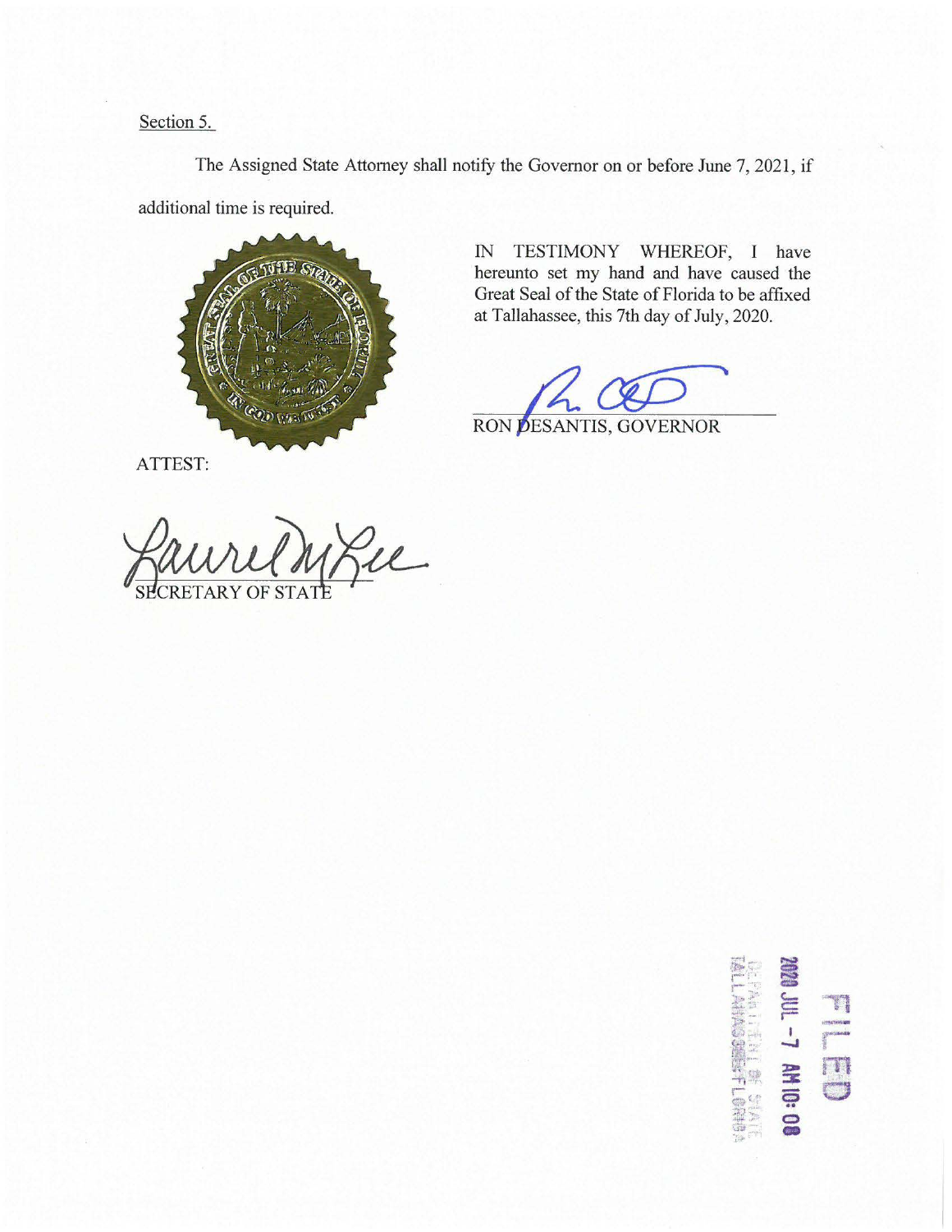Section 5.

The Assigned State Attorney shall notify the Governor on or before June 7, 2021, if additional time is required.

IN TESTIMONY WHEREOF, I have hereunto set my hand and have caused the Great Seal of the State of Florida to be affixed at Tallahassee, this 7th day of July, 2020.

RON DESANTIS, GOVERNOR

ATTEST:

SECRETARY OF STATE

FILED

2020 JUL -7 AM 10:08

DEPARTMENT OF STATE
TALLAHASSEE, FLORIDA